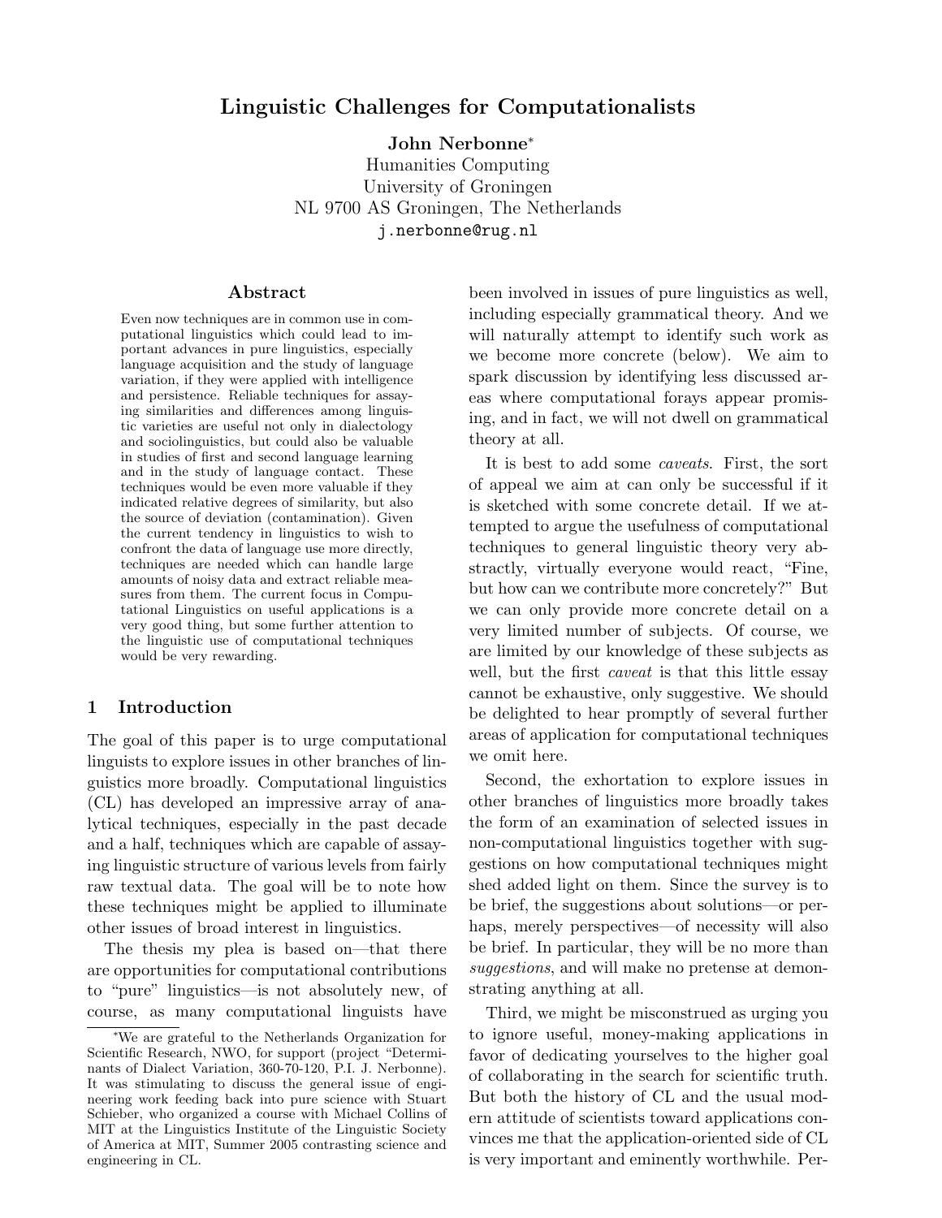# Linguistic Challenges for Computationalists

**John Nerbonne***
Humanities Computing
University of Groningen
NL 9700 AS Groningen, The Netherlands
j.nerbonne@rug.nl

## Abstract

Even now techniques are in common use in computational linguistics which could lead to important advances in pure linguistics, especially language acquisition and the study of language variation, if they were applied with intelligence and persistence. Reliable techniques for assaying similarities and differences among linguistic varieties are useful not only in dialectology and sociolinguistics, but could also be valuable in studies of first and second language learning and in the study of language contact. These techniques would be even more valuable if they indicated relative degrees of similarity, but also the source of deviation (contamination). Given the current tendency in linguistics to wish to confront the data of language use more directly, techniques are needed which can handle large amounts of noisy data and extract reliable measures from them. The current focus in Computational Linguistics on useful applications is a very good thing, but some further attention to the linguistic use of computational techniques would be very rewarding.

## 1 Introduction

The goal of this paper is to urge computational linguists to explore issues in other branches of linguistics more broadly. Computational linguistics (CL) has developed an impressive array of analytical techniques, especially in the past decade and a half, techniques which are capable of assaying linguistic structure of various levels from fairly raw textual data. The goal will be to note how these techniques might be applied to illuminate other issues of broad interest in linguistics.

The thesis my plea is based on—that there are opportunities for computational contributions to "pure" linguistics—is not absolutely new, of course, as many computational linguists have been involved in issues of pure linguistics as well, including especially grammatical theory. And we will naturally attempt to identify such work as we become more concrete (below). We aim to spark discussion by identifying less discussed areas where computational forays appear promising, and in fact, we will not dwell on grammatical theory at all.

It is best to add some *caveats*. First, the sort of appeal we aim at can only be successful if it is sketched with some concrete detail. If we attempted to argue the usefulness of computational techniques to general linguistic theory very abstractly, virtually everyone would react, "Fine, but how can we contribute more concretely?" But we can only provide more concrete detail on a very limited number of subjects. Of course, we are limited by our knowledge of these subjects as well, but the first *caveat* is that this little essay cannot be exhaustive, only suggestive. We should be delighted to hear promptly of several further areas of application for computational techniques we omit here.

Second, the exhortation to explore issues in other branches of linguistics more broadly takes the form of an examination of selected issues in non-computational linguistics together with suggestions on how computational techniques might shed added light on them. Since the survey is to be brief, the suggestions about solutions—or perhaps, merely perspectives—of necessity will also be brief. In particular, they will be no more than *suggestions*, and will make no pretense at demonstrating anything at all.

Third, we might be misconstrued as urging you to ignore useful, money-making applications in favor of dedicating yourselves to the higher goal of collaborating in the search for scientific truth. But both the history of CL and the usual modern attitude of scientists toward applications convinces me that the application-oriented side of CL is very important and eminently worthwhile. Per-

*We are grateful to the Netherlands Organization for Scientific Research, NWO, for support (project "Determinants of Dialect Variation, 360-70-120, P.I. J. Nerbonne). It was stimulating to discuss the general issue of engineering work feeding back into pure science with Stuart Schieber, who organized a course with Michael Collins of MIT at the Linguistics Institute of the Linguistic Society of America at MIT, Summer 2005 contrasting science and engineering in CL.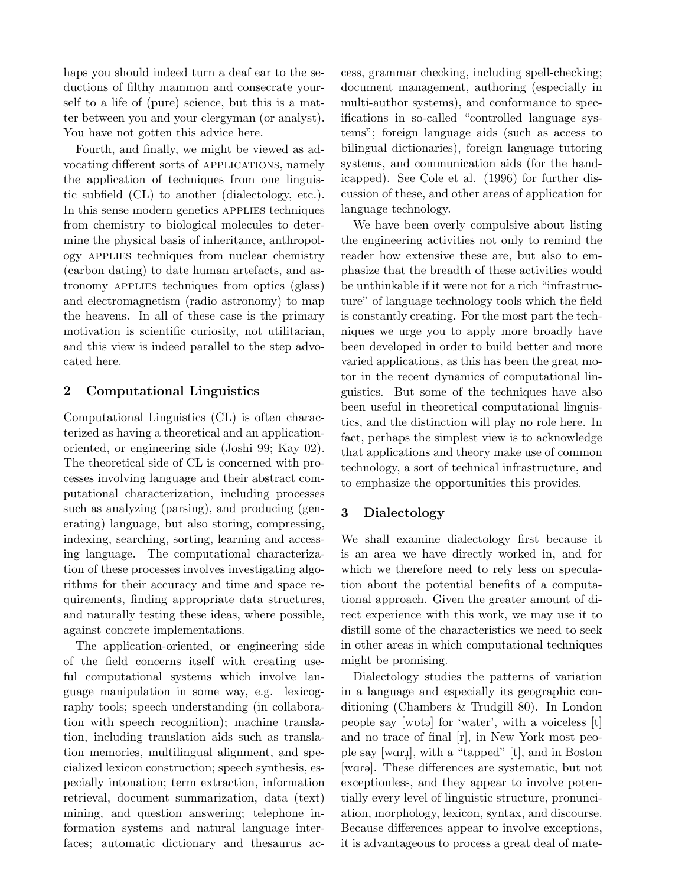haps you should indeed turn a deaf ear to the seductions of filthy mammon and consecrate yourself to a life of (pure) science, but this is a matter between you and your clergyman (or analyst). You have not gotten this advice here.

Fourth, and finally, we might be viewed as advocating different sorts of APPLICATIONS, namely the application of techniques from one linguistic subfield (CL) to another (dialectology, etc.). In this sense modern genetics APPLIES techniques from chemistry to biological molecules to determine the physical basis of inheritance, anthropology APPLIES techniques from nuclear chemistry (carbon dating) to date human artefacts, and astronomy APPLIES techniques from optics (glass) and electromagnetism (radio astronomy) to map the heavens. In all of these case is the primary motivation is scientific curiosity, not utilitarian, and this view is indeed parallel to the step advocated here.

## 2 Computational Linguistics

Computational Linguistics (CL) is often characterized as having a theoretical and an application-oriented, or engineering side (Joshi 99; Kay 02). The theoretical side of CL is concerned with processes involving language and their abstract computational characterization, including processes such as analyzing (parsing), and producing (generating) language, but also storing, compressing, indexing, searching, sorting, learning and accessing language. The computational characterization of these processes involves investigating algorithms for their accuracy and time and space requirements, finding appropriate data structures, and naturally testing these ideas, where possible, against concrete implementations.

The application-oriented, or engineering side of the field concerns itself with creating useful computational systems which involve language manipulation in some way, e.g. lexicography tools; speech understanding (in collaboration with speech recognition); machine translation, including translation aids such as translation memories, multilingual alignment, and specialized lexicon construction; speech synthesis, especially intonation; term extraction, information retrieval, document summarization, data (text) mining, and question answering; telephone information systems and natural language interfaces; automatic dictionary and thesaurus access, grammar checking, including spell-checking; document management, authoring (especially in multi-author systems), and conformance to specifications in so-called "controlled language systems"; foreign language aids (such as access to bilingual dictionaries), foreign language tutoring systems, and communication aids (for the handicapped). See Cole et al. (1996) for further discussion of these, and other areas of application for language technology.

We have been overly compulsive about listing the engineering activities not only to remind the reader how extensive these are, but also to emphasize that the breadth of these activities would be unthinkable if it were not for a rich "infrastructure" of language technology tools which the field is constantly creating. For the most part the techniques we urge you to apply more broadly have been developed in order to build better and more varied applications, as this has been the great motor in the recent dynamics of computational linguistics. But some of the techniques have also been useful in theoretical computational linguistics, and the distinction will play no role here. In fact, perhaps the simplest view is to acknowledge that applications and theory make use of common technology, a sort of technical infrastructure, and to emphasize the opportunities this provides.

## 3 Dialectology

We shall examine dialectology first because it is an area we have directly worked in, and for which we therefore need to rely less on speculation about the potential benefits of a computational approach. Given the greater amount of direct experience with this work, we may use it to distill some of the characteristics we need to seek in other areas in which computational techniques might be promising.

Dialectology studies the patterns of variation in a language and especially its geographic conditioning (Chambers & Trudgill 80). In London people say [wɒtə] for 'water', with a voiceless [t] and no trace of final [r], in New York most people say [wɑɾɹ̩], with a "tapped" [t], and in Boston [wɑɾə]. These differences are systematic, but not exceptionless, and they appear to involve potentially every level of linguistic structure, pronunciation, morphology, lexicon, syntax, and discourse. Because differences appear to involve exceptions, it is advantageous to process a great deal of mate-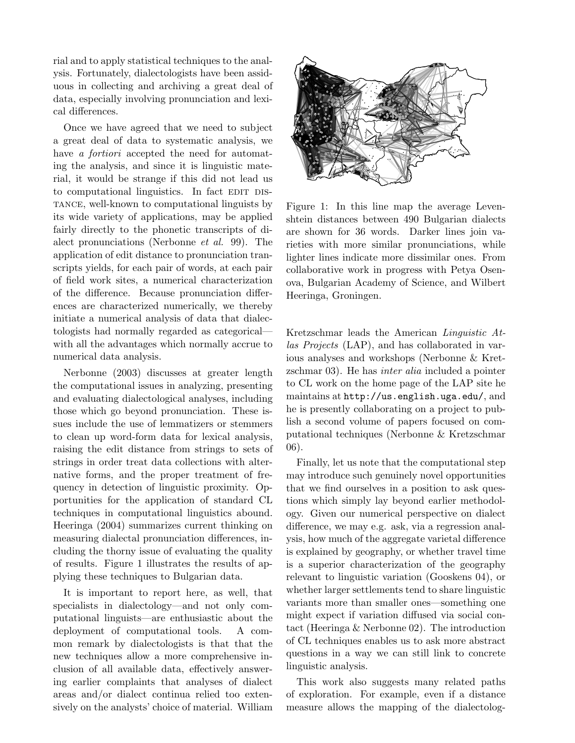rial and to apply statistical techniques to the analysis. Fortunately, dialectologists have been assiduous in collecting and archiving a great deal of data, especially involving pronunciation and lexical differences.

Once we have agreed that we need to subject a great deal of data to systematic analysis, we have *a fortiori* accepted the need for automating the analysis, and since it is linguistic material, it would be strange if this did not lead us to computational linguistics. In fact EDIT DISTANCE, well-known to computational linguists by its wide variety of applications, may be applied fairly directly to the phonetic transcripts of dialect pronunciations (Nerbonne *et al.* 99). The application of edit distance to pronunciation transcripts yields, for each pair of words, at each pair of field work sites, a numerical characterization of the difference. Because pronunciation differences are characterized numerically, we thereby initiate a numerical analysis of data that dialectologists had normally regarded as categorical—with all the advantages which normally accrue to numerical data analysis.

Nerbonne (2003) discusses at greater length the computational issues in analyzing, presenting and evaluating dialectological analyses, including those which go beyond pronunciation. These issues include the use of lemmatizers or stemmers to clean up word-form data for lexical analysis, raising the edit distance from strings to sets of strings in order treat data collections with alternative forms, and the proper treatment of frequency in detection of linguistic proximity. Opportunities for the application of standard CL techniques in computational linguistics abound. Heeringa (2004) summarizes current thinking on measuring dialectal pronunciation differences, including the thorny issue of evaluating the quality of results. Figure 1 illustrates the results of applying these techniques to Bulgarian data.

It is important to report here, as well, that specialists in dialectology—and not only computational linguists—are enthusiastic about the deployment of computational tools. A common remark by dialectologists is that that the new techniques allow a more comprehensive inclusion of all available data, effectively answering earlier complaints that analyses of dialect areas and/or dialect continua relied too extensively on the analysts' choice of material. William

Figure 1: In this line map the average Levenshtein distances between 490 Bulgarian dialects are shown for 36 words. Darker lines join varieties with more similar pronunciations, while lighter lines indicate more dissimilar ones. From collaborative work in progress with Petya Osenova, Bulgarian Academy of Science, and Wilbert Heeringa, Groningen.

Kretzschmar leads the American *Linguistic Atlas Projects* (LAP), and has collaborated in various analyses and workshops (Nerbonne & Kretzschmar 03). He has *inter alia* included a pointer to CL work on the home page of the LAP site he maintains at `http://us.english.uga.edu/`, and he is presently collaborating on a project to publish a second volume of papers focused on computational techniques (Nerbonne & Kretzschmar 06).

Finally, let us note that the computational step may introduce such genuinely novel opportunities that we find ourselves in a position to ask questions which simply lay beyond earlier methodology. Given our numerical perspective on dialect difference, we may e.g. ask, via a regression analysis, how much of the aggregate varietal difference is explained by geography, or whether travel time is a superior characterization of the geography relevant to linguistic variation (Gooskens 04), or whether larger settlements tend to share linguistic variants more than smaller ones—something one might expect if variation diffused via social contact (Heeringa & Nerbonne 02). The introduction of CL techniques enables us to ask more abstract questions in a way we can still link to concrete linguistic analysis.

This work also suggests many related paths of exploration. For example, even if a distance measure allows the mapping of the dialectolog-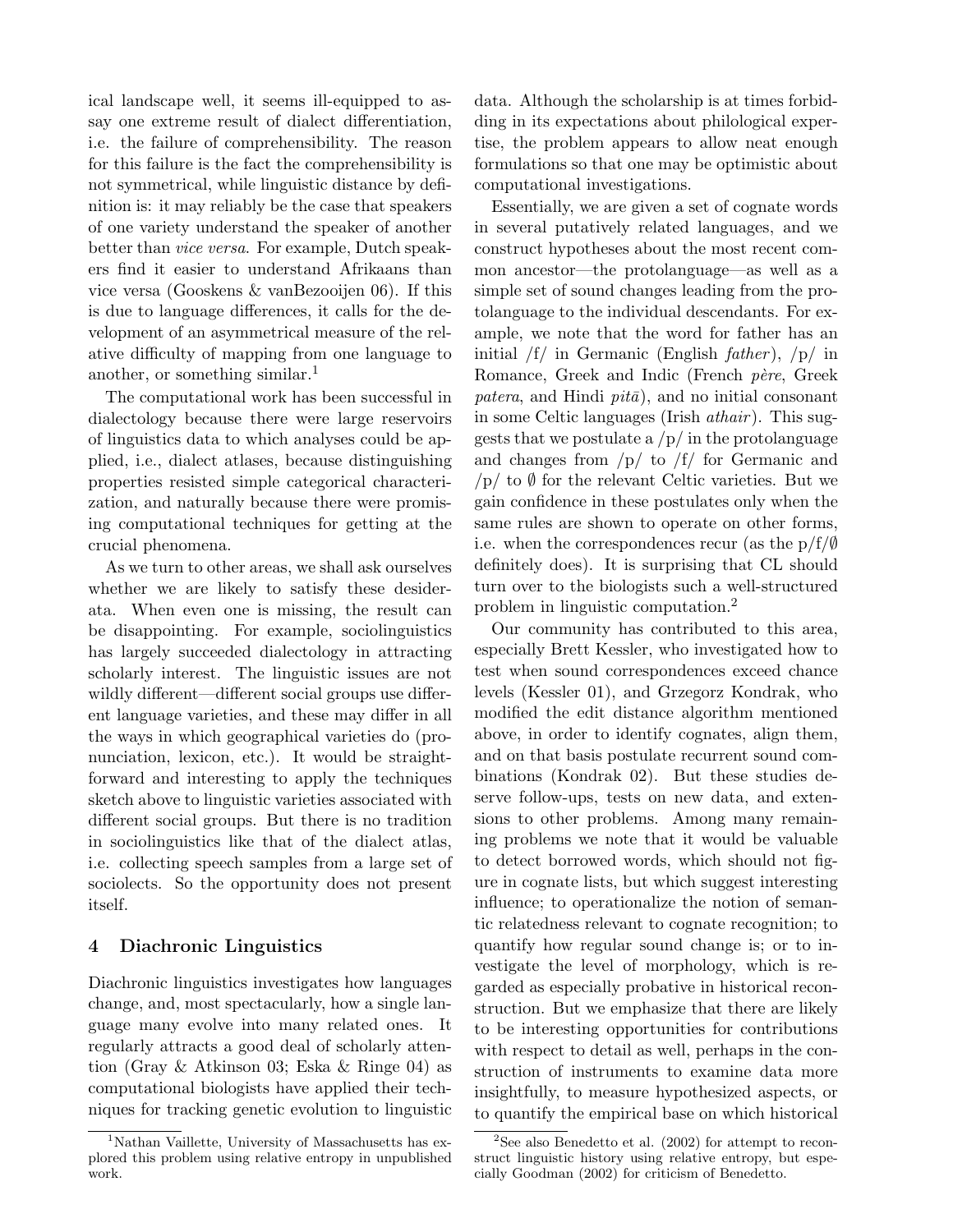ical landscape well, it seems ill-equipped to assay one extreme result of dialect differentiation, i.e. the failure of comprehensibility. The reason for this failure is the fact the comprehensibility is not symmetrical, while linguistic distance by definition is: it may reliably be the case that speakers of one variety understand the speaker of another better than *vice versa*. For example, Dutch speakers find it easier to understand Afrikaans than vice versa (Gooskens & vanBezooijen 06). If this is due to language differences, it calls for the development of an asymmetrical measure of the relative difficulty of mapping from one language to another, or something similar.[1]

The computational work has been successful in dialectology because there were large reservoirs of linguistics data to which analyses could be applied, i.e., dialect atlases, because distinguishing properties resisted simple categorical characterization, and naturally because there were promising computational techniques for getting at the crucial phenomena.

As we turn to other areas, we shall ask ourselves whether we are likely to satisfy these desiderata. When even one is missing, the result can be disappointing. For example, sociolinguistics has largely succeeded dialectology in attracting scholarly interest. The linguistic issues are not wildly different—different social groups use different language varieties, and these may differ in all the ways in which geographical varieties do (pronunciation, lexicon, etc.). It would be straightforward and interesting to apply the techniques sketch above to linguistic varieties associated with different social groups. But there is no tradition in sociolinguistics like that of the dialect atlas, i.e. collecting speech samples from a large set of sociolects. So the opportunity does not present itself.

## 4 Diachronic Linguistics

Diachronic linguistics investigates how languages change, and, most spectacularly, how a single language many evolve into many related ones. It regularly attracts a good deal of scholarly attention (Gray & Atkinson 03; Eska & Ringe 04) as computational biologists have applied their techniques for tracking genetic evolution to linguistic data. Although the scholarship is at times forbidding in its expectations about philological expertise, the problem appears to allow neat enough formulations so that one may be optimistic about computational investigations.

Essentially, we are given a set of cognate words in several putatively related languages, and we construct hypotheses about the most recent common ancestor—the protolanguage—as well as a simple set of sound changes leading from the protolanguage to the individual descendants. For example, we note that the word for father has an initial /f/ in Germanic (English *father*), /p/ in Romance, Greek and Indic (French *père*, Greek *patera*, and Hindi *pitā*), and no initial consonant in some Celtic languages (Irish *athair*). This suggests that we postulate a /p/ in the protolanguage and changes from /p/ to /f/ for Germanic and /p/ to $\emptyset$ for the relevant Celtic varieties. But we gain confidence in these postulates only when the same rules are shown to operate on other forms, i.e. when the correspondences recur (as the p/f/$\emptyset$ definitely does). It is surprising that CL should turn over to the biologists such a well-structured problem in linguistic computation.[2]

Our community has contributed to this area, especially Brett Kessler, who investigated how to test when sound correspondences exceed chance levels (Kessler 01), and Grzegorz Kondrak, who modified the edit distance algorithm mentioned above, in order to identify cognates, align them, and on that basis postulate recurrent sound combinations (Kondrak 02). But these studies deserve follow-ups, tests on new data, and extensions to other problems. Among many remaining problems we note that it would be valuable to detect borrowed words, which should not figure in cognate lists, but which suggest interesting influence; to operationalize the notion of semantic relatedness relevant to cognate recognition; to quantify how regular sound change is; or to investigate the level of morphology, which is regarded as especially probative in historical reconstruction. But we emphasize that there are likely to be interesting opportunities for contributions with respect to detail as well, perhaps in the construction of instruments to examine data more insightfully, to measure hypothesized aspects, or to quantify the empirical base on which historical

[1] Nathan Vaillette, University of Massachusetts has explored this problem using relative entropy in unpublished work.

[2] See also Benedetto et al. (2002) for attempt to reconstruct linguistic history using relative entropy, but especially Goodman (2002) for criticism of Benedetto.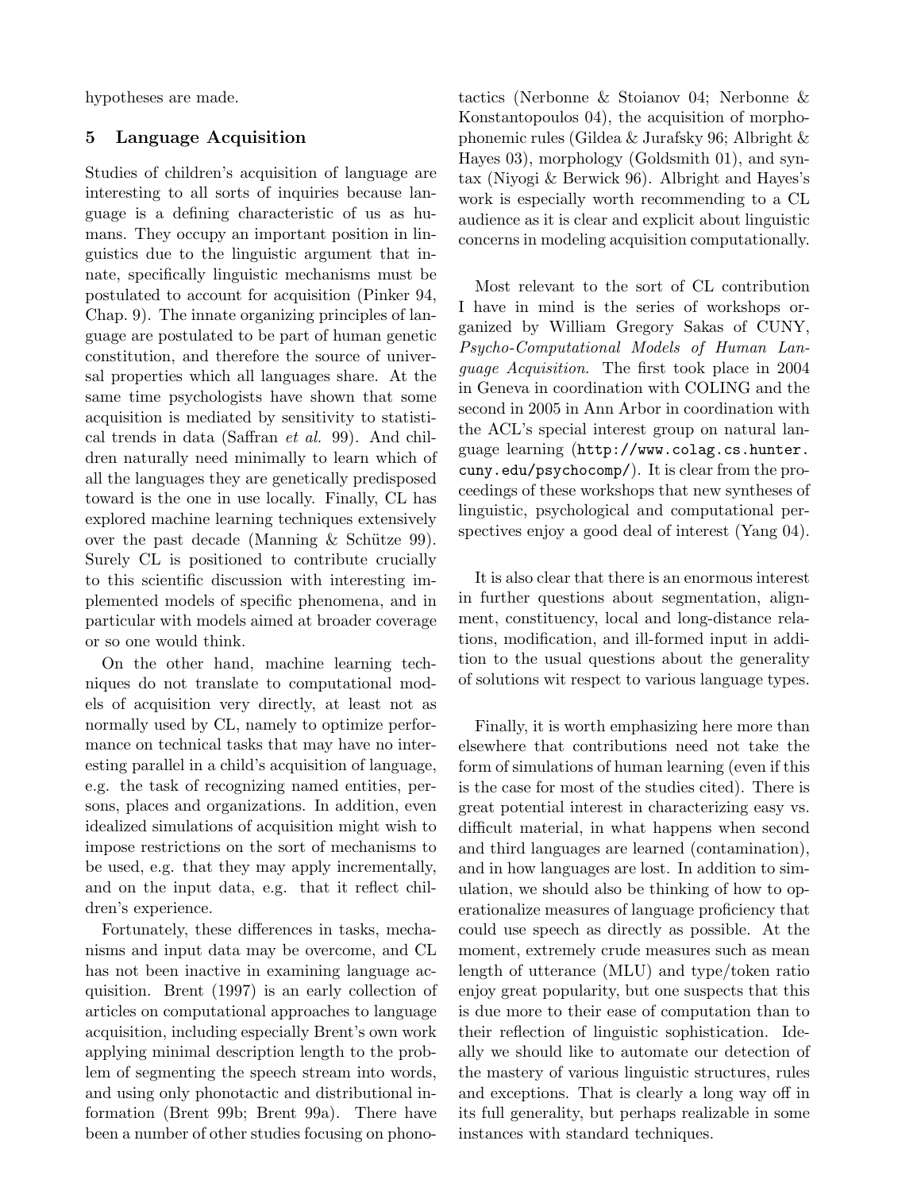hypotheses are made.

## 5 Language Acquisition

Studies of children's acquisition of language are interesting to all sorts of inquiries because language is a defining characteristic of us as humans. They occupy an important position in linguistics due to the linguistic argument that innate, specifically linguistic mechanisms must be postulated to account for acquisition (Pinker 94, Chap. 9). The innate organizing principles of language are postulated to be part of human genetic constitution, and therefore the source of universal properties which all languages share. At the same time psychologists have shown that some acquisition is mediated by sensitivity to statistical trends in data (Saffran *et al.* 99). And children naturally need minimally to learn which of all the languages they are genetically predisposed toward is the one in use locally. Finally, CL has explored machine learning techniques extensively over the past decade (Manning & Schütze 99). Surely CL is positioned to contribute crucially to this scientific discussion with interesting implemented models of specific phenomena, and in particular with models aimed at broader coverage or so one would think.

On the other hand, machine learning techniques do not translate to computational models of acquisition very directly, at least not as normally used by CL, namely to optimize performance on technical tasks that may have no interesting parallel in a child's acquisition of language, e.g. the task of recognizing named entities, persons, places and organizations. In addition, even idealized simulations of acquisition might wish to impose restrictions on the sort of mechanisms to be used, e.g. that they may apply incrementally, and on the input data, e.g. that it reflect children's experience.

Fortunately, these differences in tasks, mechanisms and input data may be overcome, and CL has not been inactive in examining language acquisition. Brent (1997) is an early collection of articles on computational approaches to language acquisition, including especially Brent's own work applying minimal description length to the problem of segmenting the speech stream into words, and using only phonotactic and distributional information (Brent 99b; Brent 99a). There have been a number of other studies focusing on phonotactics (Nerbonne & Stoianov 04; Nerbonne & Konstantopoulos 04), the acquisition of morphophonemic rules (Gildea & Jurafsky 96; Albright & Hayes 03), morphology (Goldsmith 01), and syntax (Niyogi & Berwick 96). Albright and Hayes's work is especially worth recommending to a CL audience as it is clear and explicit about linguistic concerns in modeling acquisition computationally.

Most relevant to the sort of CL contribution I have in mind is the series of workshops organized by William Gregory Sakas of CUNY, *Psycho-Computational Models of Human Language Acquisition*. The first took place in 2004 in Geneva in coordination with COLING and the second in 2005 in Ann Arbor in coordination with the ACL's special interest group on natural language learning (`http://www.colag.cs.hunter.cuny.edu/psychocomp/`). It is clear from the proceedings of these workshops that new syntheses of linguistic, psychological and computational perspectives enjoy a good deal of interest (Yang 04).

It is also clear that there is an enormous interest in further questions about segmentation, alignment, constituency, local and long-distance relations, modification, and ill-formed input in addition to the usual questions about the generality of solutions wit respect to various language types.

Finally, it is worth emphasizing here more than elsewhere that contributions need not take the form of simulations of human learning (even if this is the case for most of the studies cited). There is great potential interest in characterizing easy vs. difficult material, in what happens when second and third languages are learned (contamination), and in how languages are lost. In addition to simulation, we should also be thinking of how to operationalize measures of language proficiency that could use speech as directly as possible. At the moment, extremely crude measures such as mean length of utterance (MLU) and type/token ratio enjoy great popularity, but one suspects that this is due more to their ease of computation than to their reflection of linguistic sophistication. Ideally we should like to automate our detection of the mastery of various linguistic structures, rules and exceptions. That is clearly a long way off in its full generality, but perhaps realizable in some instances with standard techniques.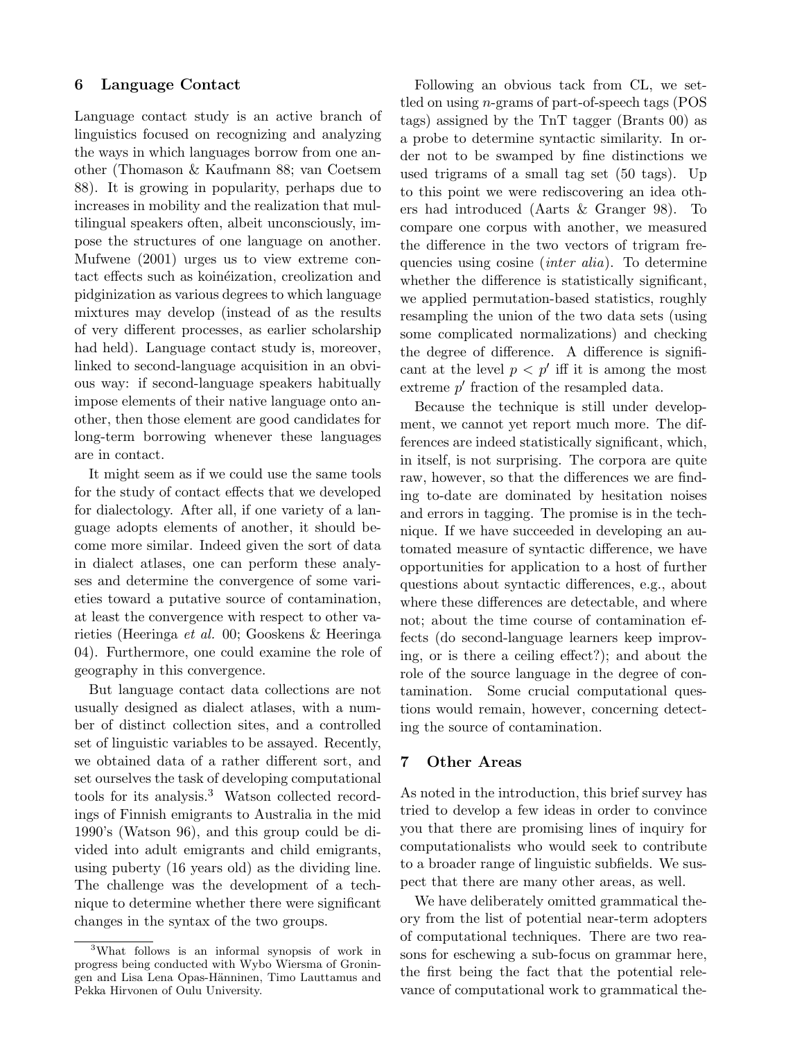## 6 Language Contact

Language contact study is an active branch of linguistics focused on recognizing and analyzing the ways in which languages borrow from one another (Thomason & Kaufmann 88; van Coetsem 88). It is growing in popularity, perhaps due to increases in mobility and the realization that multilingual speakers often, albeit unconsciously, impose the structures of one language on another. Mufwene (2001) urges us to view extreme contact effects such as koinéization, creolization and pidginization as various degrees to which language mixtures may develop (instead of as the results of very different processes, as earlier scholarship had held). Language contact study is, moreover, linked to second-language acquisition in an obvious way: if second-language speakers habitually impose elements of their native language onto another, then those element are good candidates for long-term borrowing whenever these languages are in contact.

It might seem as if we could use the same tools for the study of contact effects that we developed for dialectology. After all, if one variety of a language adopts elements of another, it should become more similar. Indeed given the sort of data in dialect atlases, one can perform these analyses and determine the convergence of some varieties toward a putative source of contamination, at least the convergence with respect to other varieties (Heeringa *et al.* 00; Gooskens & Heeringa 04). Furthermore, one could examine the role of geography in this convergence.

But language contact data collections are not usually designed as dialect atlases, with a number of distinct collection sites, and a controlled set of linguistic variables to be assayed. Recently, we obtained data of a rather different sort, and set ourselves the task of developing computational tools for its analysis.[3] Watson collected recordings of Finnish emigrants to Australia in the mid 1990's (Watson 96), and this group could be divided into adult emigrants and child emigrants, using puberty (16 years old) as the dividing line. The challenge was the development of a technique to determine whether there were significant changes in the syntax of the two groups.

Following an obvious tack from CL, we settled on using $n$-grams of part-of-speech tags (POS tags) assigned by the TnT tagger (Brants 00) as a probe to determine syntactic similarity. In order not to be swamped by fine distinctions we used trigrams of a small tag set (50 tags). Up to this point we were rediscovering an idea others had introduced (Aarts & Granger 98). To compare one corpus with another, we measured the difference in the two vectors of trigram frequencies using cosine (*inter alia*). To determine whether the difference is statistically significant, we applied permutation-based statistics, roughly resampling the union of the two data sets (using some complicated normalizations) and checking the degree of difference. A difference is significant at the level $p < p'$ iff it is among the most extreme $p'$ fraction of the resampled data.

Because the technique is still under development, we cannot yet report much more. The differences are indeed statistically significant, which, in itself, is not surprising. The corpora are quite raw, however, so that the differences we are finding to-date are dominated by hesitation noises and errors in tagging. The promise is in the technique. If we have succeeded in developing an automated measure of syntactic difference, we have opportunities for application to a host of further questions about syntactic differences, e.g., about where these differences are detectable, and where not; about the time course of contamination effects (do second-language learners keep improving, or is there a ceiling effect?); and about the role of the source language in the degree of contamination. Some crucial computational questions would remain, however, concerning detecting the source of contamination.

## 7 Other Areas

As noted in the introduction, this brief survey has tried to develop a few ideas in order to convince you that there are promising lines of inquiry for computationalists who would seek to contribute to a broader range of linguistic subfields. We suspect that there are many other areas, as well.

We have deliberately omitted grammatical theory from the list of potential near-term adopters of computational techniques. There are two reasons for eschewing a sub-focus on grammar here, the first being the fact that the potential relevance of computational work to grammatical the-

[3]What follows is an informal synopsis of work in progress being conducted with Wybo Wiersma of Groningen and Lisa Lena Opas-Hänninen, Timo Lauttamus and Pekka Hirvonen of Oulu University.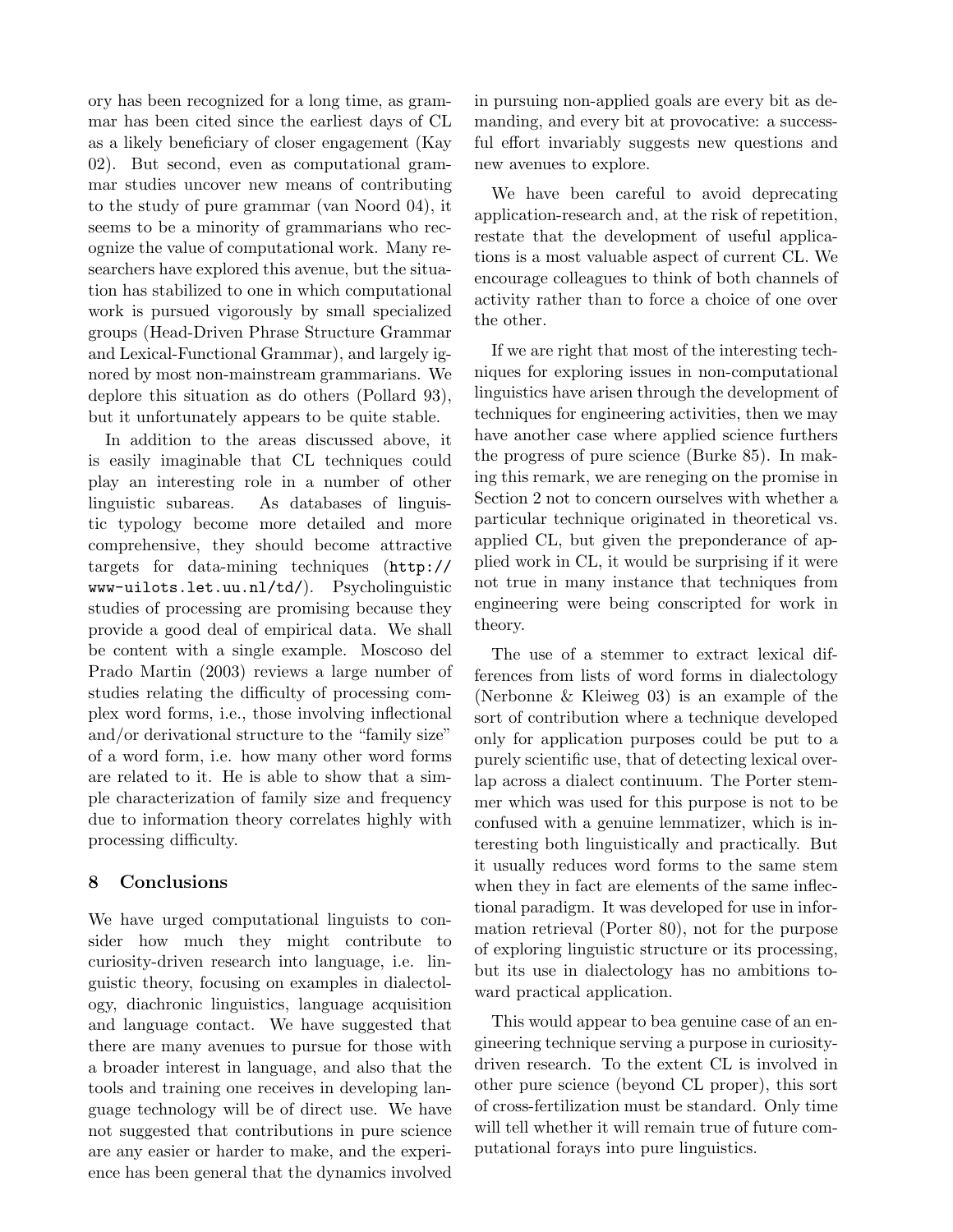ory has been recognized for a long time, as grammar has been cited since the earliest days of CL as a likely beneficiary of closer engagement (Kay 02). But second, even as computational grammar studies uncover new means of contributing to the study of pure grammar (van Noord 04), it seems to be a minority of grammarians who recognize the value of computational work. Many researchers have explored this avenue, but the situation has stabilized to one in which computational work is pursued vigorously by small specialized groups (Head-Driven Phrase Structure Grammar and Lexical-Functional Grammar), and largely ignored by most non-mainstream grammarians. We deplore this situation as do others (Pollard 93), but it unfortunately appears to be quite stable.

In addition to the areas discussed above, it is easily imaginable that CL techniques could play an interesting role in a number of other linguistic subareas. As databases of linguistic typology become more detailed and more comprehensive, they should become attractive targets for data-mining techniques (`http://www-uilots.let.uu.nl/td/`). Psycholinguistic studies of processing are promising because they provide a good deal of empirical data. We shall be content with a single example. Moscoso del Prado Martin (2003) reviews a large number of studies relating the difficulty of processing complex word forms, i.e., those involving inflectional and/or derivational structure to the "family size" of a word form, i.e. how many other word forms are related to it. He is able to show that a simple characterization of family size and frequency due to information theory correlates highly with processing difficulty.

## 8 Conclusions

We have urged computational linguists to consider how much they might contribute to curiosity-driven research into language, i.e. linguistic theory, focusing on examples in dialectology, diachronic linguistics, language acquisition and language contact. We have suggested that there are many avenues to pursue for those with a broader interest in language, and also that the tools and training one receives in developing language technology will be of direct use. We have not suggested that contributions in pure science are any easier or harder to make, and the experience has been general that the dynamics involved in pursuing non-applied goals are every bit as demanding, and every bit at provocative: a successful effort invariably suggests new questions and new avenues to explore.

We have been careful to avoid deprecating application-research and, at the risk of repetition, restate that the development of useful applications is a most valuable aspect of current CL. We encourage colleagues to think of both channels of activity rather than to force a choice of one over the other.

If we are right that most of the interesting techniques for exploring issues in non-computational linguistics have arisen through the development of techniques for engineering activities, then we may have another case where applied science furthers the progress of pure science (Burke 85). In making this remark, we are reneging on the promise in Section 2 not to concern ourselves with whether a particular technique originated in theoretical vs. applied CL, but given the preponderance of applied work in CL, it would be surprising if it were not true in many instance that techniques from engineering were being conscripted for work in theory.

The use of a stemmer to extract lexical differences from lists of word forms in dialectology (Nerbonne & Kleiweg 03) is an example of the sort of contribution where a technique developed only for application purposes could be put to a purely scientific use, that of detecting lexical overlap across a dialect continuum. The Porter stemmer which was used for this purpose is not to be confused with a genuine lemmatizer, which is interesting both linguistically and practically. But it usually reduces word forms to the same stem when they in fact are elements of the same inflectional paradigm. It was developed for use in information retrieval (Porter 80), not for the purpose of exploring linguistic structure or its processing, but its use in dialectology has no ambitions toward practical application.

This would appear to bea genuine case of an engineering technique serving a purpose in curiosity-driven research. To the extent CL is involved in other pure science (beyond CL proper), this sort of cross-fertilization must be standard. Only time will tell whether it will remain true of future computational forays into pure linguistics.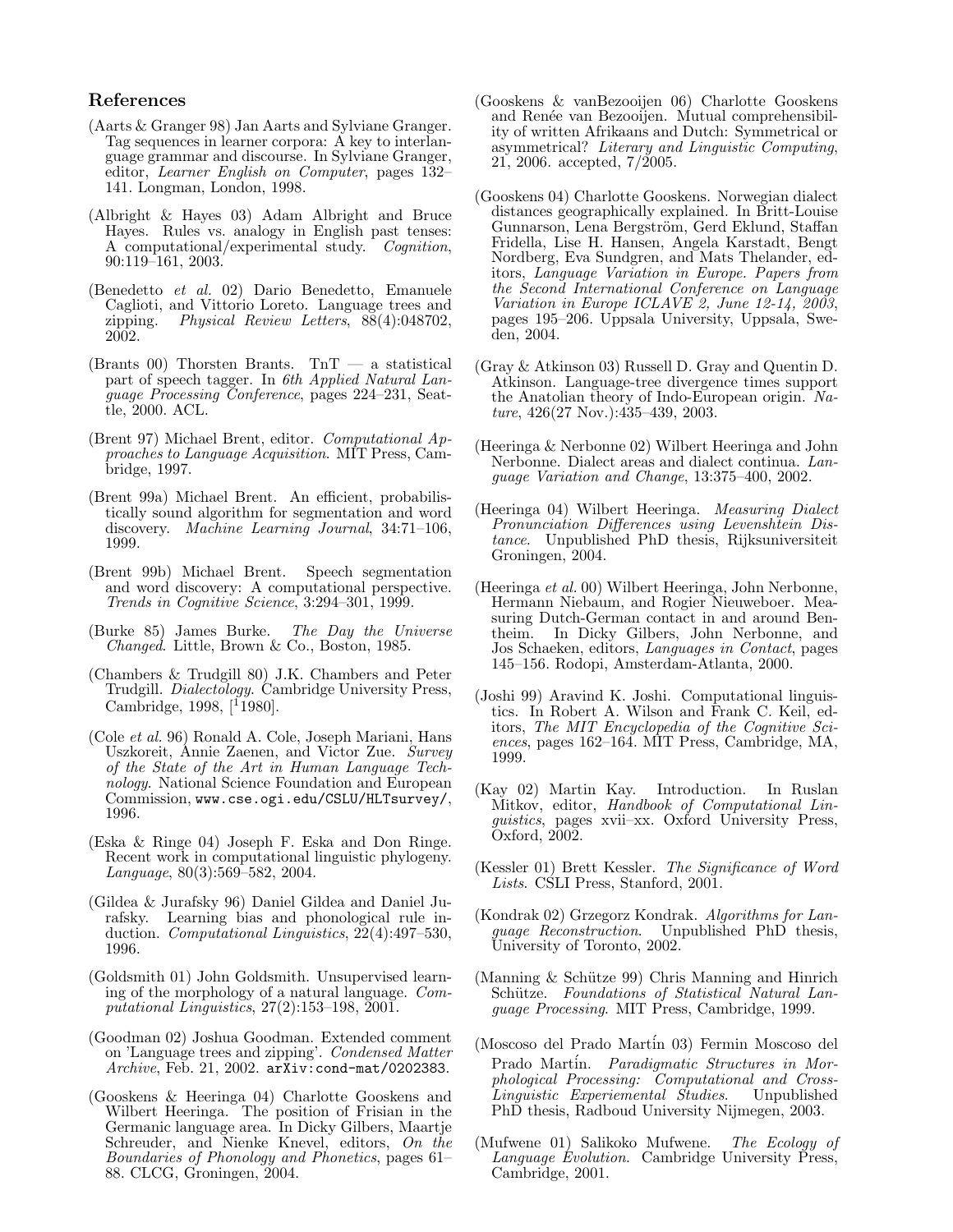## References

(Aarts & Granger 98) Jan Aarts and Sylviane Granger. Tag sequences in learner corpora: A key to interlanguage grammar and discourse. In Sylviane Granger, editor, *Learner English on Computer*, pages 132–141. Longman, London, 1998.

(Albright & Hayes 03) Adam Albright and Bruce Hayes. Rules vs. analogy in English past tenses: A computational/experimental study. *Cognition*, 90:119–161, 2003.

(Benedetto *et al.* 02) Dario Benedetto, Emanuele Caglioti, and Vittorio Loreto. Language trees and zipping. *Physical Review Letters*, 88(4):048702, 2002.

(Brants 00) Thorsten Brants. TnT — a statistical part of speech tagger. In *6th Applied Natural Language Processing Conference*, pages 224–231, Seattle, 2000. ACL.

(Brent 97) Michael Brent, editor. *Computational Approaches to Language Acquisition*. MIT Press, Cambridge, 1997.

(Brent 99a) Michael Brent. An efficient, probabilistically sound algorithm for segmentation and word discovery. *Machine Learning Journal*, 34:71–106, 1999.

(Brent 99b) Michael Brent. Speech segmentation and word discovery: A computational perspective. *Trends in Cognitive Science*, 3:294–301, 1999.

(Burke 85) James Burke. *The Day the Universe Changed*. Little, Brown & Co., Boston, 1985.

(Chambers & Trudgill 80) J.K. Chambers and Peter Trudgill. *Dialectology*. Cambridge University Press, Cambridge, 1998, [[1]1980].

(Cole *et al.* 96) Ronald A. Cole, Joseph Mariani, Hans Uszkoreit, Annie Zaenen, and Victor Zue. *Survey of the State of the Art in Human Language Technology*. National Science Foundation and European Commission, `www.cse.ogi.edu/CSLU/HLTsurvey/`, 1996.

(Eska & Ringe 04) Joseph F. Eska and Don Ringe. Recent work in computational linguistic phylogeny. *Language*, 80(3):569–582, 2004.

(Gildea & Jurafsky 96) Daniel Gildea and Daniel Jurafsky. Learning bias and phonological rule induction. *Computational Linguistics*, 22(4):497–530, 1996.

(Goldsmith 01) John Goldsmith. Unsupervised learning of the morphology of a natural language. *Computational Linguistics*, 27(2):153–198, 2001.

(Goodman 02) Joshua Goodman. Extended comment on 'Language trees and zipping'. *Condensed Matter Archive*, Feb. 21, 2002. `arXiv:cond-mat/0202383`.

(Gooskens & Heeringa 04) Charlotte Gooskens and Wilbert Heeringa. The position of Frisian in the Germanic language area. In Dicky Gilbers, Maartje Schreuder, and Nienke Knevel, editors, *On the Boundaries of Phonology and Phonetics*, pages 61–88. CLCG, Groningen, 2004.

(Gooskens & vanBezooijen 06) Charlotte Gooskens and Renée van Bezooijen. Mutual comprehensibility of written Afrikaans and Dutch: Symmetrical or asymmetrical? *Literary and Linguistic Computing*, 21, 2006. accepted, 7/2005.

(Gooskens 04) Charlotte Gooskens. Norwegian dialect distances geographically explained. In Britt-Louise Gunnarson, Lena Bergström, Gerd Eklund, Staffan Fridella, Lise H. Hansen, Angela Karstadt, Bengt Nordberg, Eva Sundgren, and Mats Thelander, editors, *Language Variation in Europe. Papers from the Second International Conference on Language Variation in Europe ICLAVE 2, June 12-14, 2003*, pages 195–206. Uppsala University, Uppsala, Sweden, 2004.

(Gray & Atkinson 03) Russell D. Gray and Quentin D. Atkinson. Language-tree divergence times support the Anatolian theory of Indo-European origin. *Nature*, 426(27 Nov.):435–439, 2003.

(Heeringa & Nerbonne 02) Wilbert Heeringa and John Nerbonne. Dialect areas and dialect continua. *Language Variation and Change*, 13:375–400, 2002.

(Heeringa 04) Wilbert Heeringa. *Measuring Dialect Pronunciation Differences using Levenshtein Distance*. Unpublished PhD thesis, Rijksuniversiteit Groningen, 2004.

(Heeringa *et al.* 00) Wilbert Heeringa, John Nerbonne, Hermann Niebaum, and Rogier Nieuweboer. Measuring Dutch-German contact in and around Bentheim. In Dicky Gilbers, John Nerbonne, and Jos Schaeken, editors, *Languages in Contact*, pages 145–156. Rodopi, Amsterdam-Atlanta, 2000.

(Joshi 99) Aravind K. Joshi. Computational linguistics. In Robert A. Wilson and Frank C. Keil, editors, *The MIT Encyclopedia of the Cognitive Sciences*, pages 162–164. MIT Press, Cambridge, MA, 1999.

(Kay 02) Martin Kay. Introduction. In Ruslan Mitkov, editor, *Handbook of Computational Linguistics*, pages xvii–xx. Oxford University Press, Oxford, 2002.

(Kessler 01) Brett Kessler. *The Significance of Word Lists*. CSLI Press, Stanford, 2001.

(Kondrak 02) Grzegorz Kondrak. *Algorithms for Language Reconstruction*. Unpublished PhD thesis, University of Toronto, 2002.

(Manning & Schütze 99) Chris Manning and Hinrich Schütze. *Foundations of Statistical Natural Language Processing*. MIT Press, Cambridge, 1999.

(Moscoso del Prado Martín 03) Fermin Moscoso del Prado Martín. *Paradigmatic Structures in Morphological Processing: Computational and Cross-Linguistic Experiemental Studies*. Unpublished PhD thesis, Radboud University Nijmegen, 2003.

(Mufwene 01) Salikoko Mufwene. *The Ecology of Language Evolution*. Cambridge University Press, Cambridge, 2001.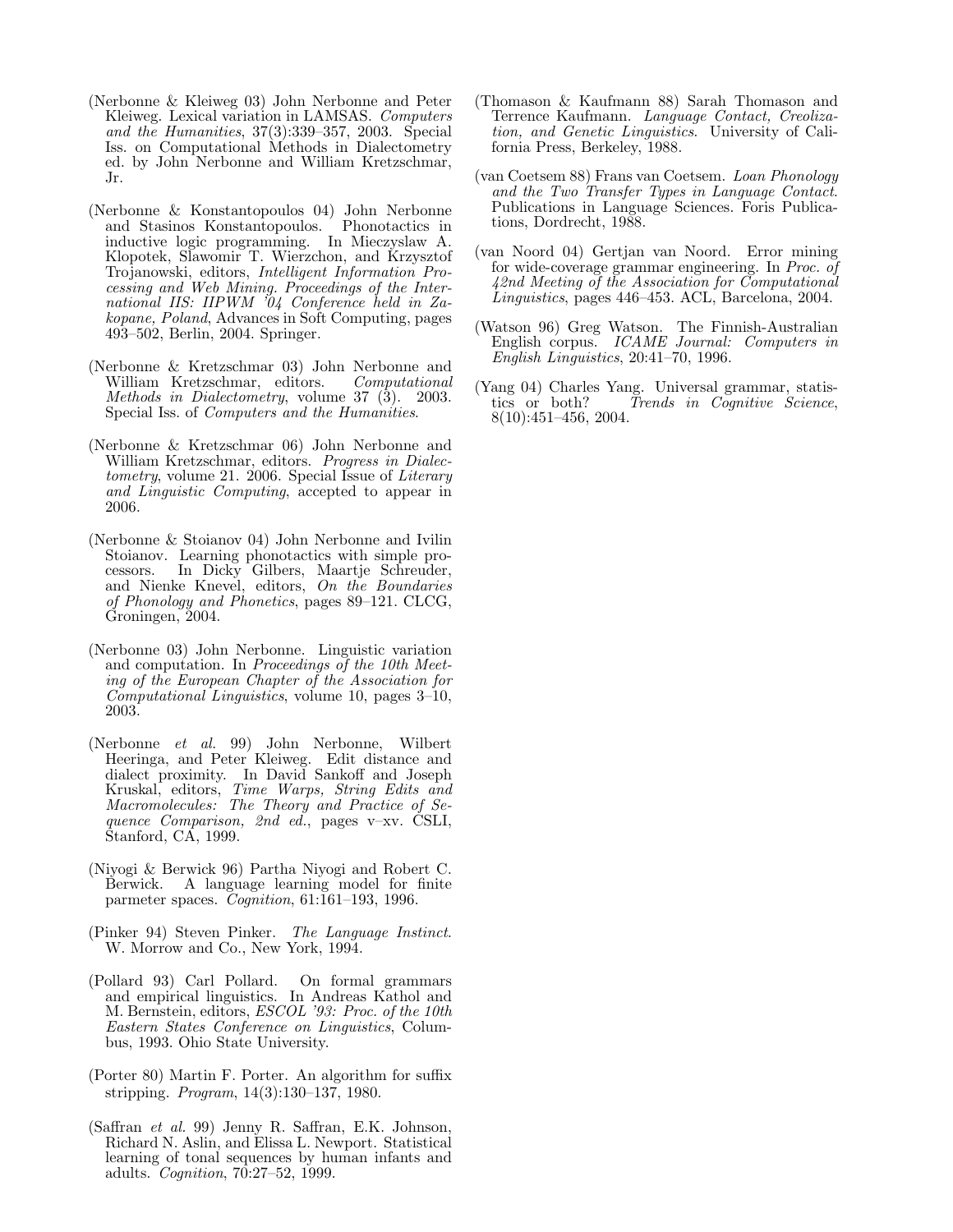(Nerbonne & Kleiweg 03) John Nerbonne and Peter Kleiweg. Lexical variation in LAMSAS. *Computers and the Humanities*, 37(3):339–357, 2003. Special Iss. on Computational Methods in Dialectometry ed. by John Nerbonne and William Kretzschmar, Jr.

(Nerbonne & Konstantopoulos 04) John Nerbonne and Stasinos Konstantopoulos. Phonotactics in inductive logic programming. In Mieczyslaw A. Klopotek, Slawomir T. Wierzchon, and Krzysztof Trojanowski, editors, *Intelligent Information Processing and Web Mining. Proceedings of the International IIS: IIPWM '04 Conference held in Zakopane, Poland*, Advances in Soft Computing, pages 493–502, Berlin, 2004. Springer.

(Nerbonne & Kretzschmar 03) John Nerbonne and William Kretzschmar, editors. *Computational Methods in Dialectometry*, volume 37 (3). 2003. Special Iss. of *Computers and the Humanities*.

(Nerbonne & Kretzschmar 06) John Nerbonne and William Kretzschmar, editors. *Progress in Dialectometry*, volume 21. 2006. Special Issue of *Literary and Linguistic Computing*, accepted to appear in 2006.

(Nerbonne & Stoianov 04) John Nerbonne and Ivilin Stoianov. Learning phonotactics with simple processors. In Dicky Gilbers, Maartje Schreuder, and Nienke Knevel, editors, *On the Boundaries of Phonology and Phonetics*, pages 89–121. CLCG, Groningen, 2004.

(Nerbonne 03) John Nerbonne. Linguistic variation and computation. In *Proceedings of the 10th Meeting of the European Chapter of the Association for Computational Linguistics*, volume 10, pages 3–10, 2003.

(Nerbonne *et al.* 99) John Nerbonne, Wilbert Heeringa, and Peter Kleiweg. Edit distance and dialect proximity. In David Sankoff and Joseph Kruskal, editors, *Time Warps, String Edits and Macromolecules: The Theory and Practice of Sequence Comparison, 2nd ed.*, pages v–xv. CSLI, Stanford, CA, 1999.

(Niyogi & Berwick 96) Partha Niyogi and Robert C. Berwick. A language learning model for finite parmeter spaces. *Cognition*, 61:161–193, 1996.

(Pinker 94) Steven Pinker. *The Language Instinct*. W. Morrow and Co., New York, 1994.

(Pollard 93) Carl Pollard. On formal grammars and empirical linguistics. In Andreas Kathol and M. Bernstein, editors, *ESCOL '93: Proc. of the 10th Eastern States Conference on Linguistics*, Columbus, 1993. Ohio State University.

(Porter 80) Martin F. Porter. An algorithm for suffix stripping. *Program*, 14(3):130–137, 1980.

(Saffran *et al.* 99) Jenny R. Saffran, E.K. Johnson, Richard N. Aslin, and Elissa L. Newport. Statistical learning of tonal sequences by human infants and adults. *Cognition*, 70:27–52, 1999.

(Thomason & Kaufmann 88) Sarah Thomason and Terrence Kaufmann. *Language Contact, Creolization, and Genetic Linguistics*. University of California Press, Berkeley, 1988.

(van Coetsem 88) Frans van Coetsem. *Loan Phonology and the Two Transfer Types in Language Contact*. Publications in Language Sciences. Foris Publications, Dordrecht, 1988.

(van Noord 04) Gertjan van Noord. Error mining for wide-coverage grammar engineering. In *Proc. of 42nd Meeting of the Association for Computational Linguistics*, pages 446–453. ACL, Barcelona, 2004.

(Watson 96) Greg Watson. The Finnish-Australian English corpus. *ICAME Journal: Computers in English Linguistics*, 20:41–70, 1996.

(Yang 04) Charles Yang. Universal grammar, statistics or both? *Trends in Cognitive Science*, 8(10):451–456, 2004.